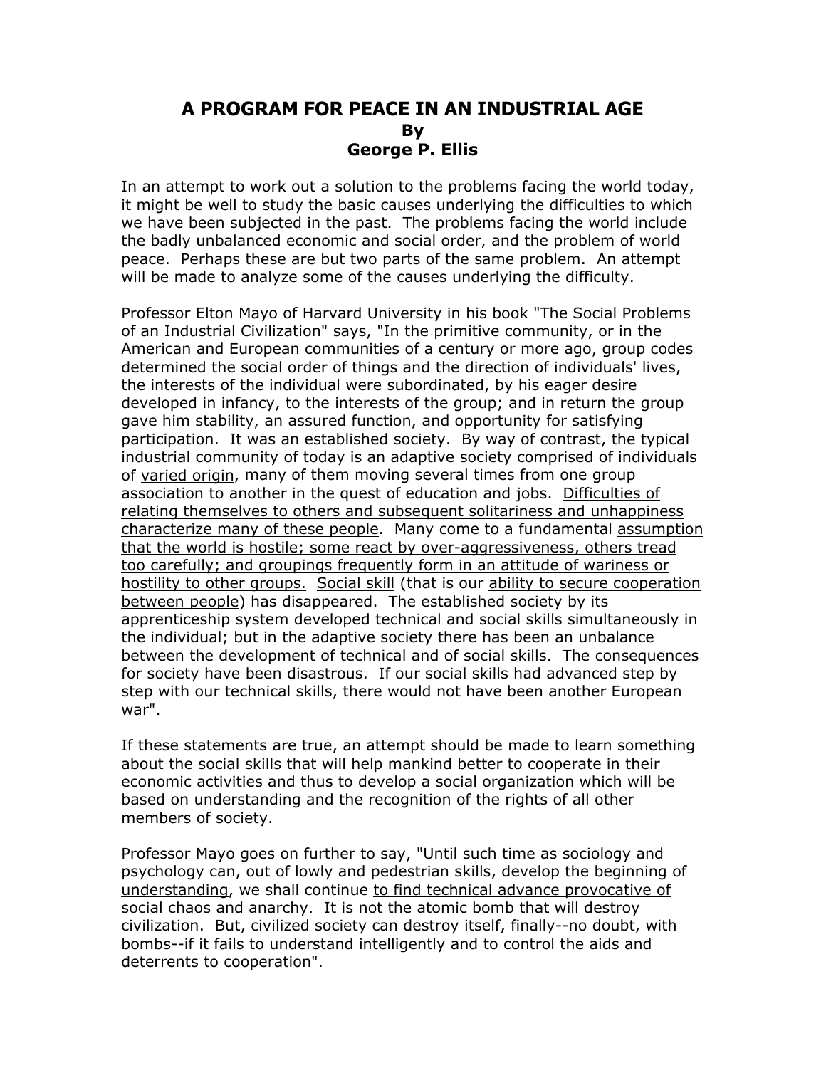# A PROGRAM FOR PEACE IN AN INDUSTRIAL AGE

**By**

**George P. Ellis**

In an attempt to work out a solution to the problems facing the world today, it might be well to study the basic causes underlying the difficulties to which we have been subjected in the past. The problems facing the world include the badly unbalanced economic and social order, and the problem of world peace. Perhaps these are but two parts of the same problem. An attempt will be made to analyze some of the causes underlying the difficulty.

Professor Elton Mayo of Harvard University in his book "The Social Problems of an Industrial Civilization" says, "In the primitive community, or in the American and European communities of a century or more ago, group codes determined the social order of things and the direction of individuals' lives, the interests of the individual were subordinated, by his eager desire developed in infancy, to the interests of the group; and in return the group gave him stability, an assured function, and opportunity for satisfying participation. It was an established society. By way of contrast, the typical industrial community of today is an adaptive society comprised of individuals of <u>varied origin</u>, many of them moving several times from one group association to another in the quest of education and jobs. <u>Difficulties of relating themselves to others and subsequent solitariness and unhappiness characterize many of these people</u>. Many come to a fundamental <u>assumption that the world is hostile; some react by over-aggressiveness, others tread too carefully; and groupings frequently form in an attitude of wariness or hostility to other groups.</u> <u>Social skill</u> (that is our <u>ability to secure cooperation between people</u>) has disappeared. The established society by its apprenticeship system developed technical and social skills simultaneously in the individual; but in the adaptive society there has been an unbalance between the development of technical and of social skills. The consequences for society have been disastrous. If our social skills had advanced step by step with our technical skills, there would not have been another European war".

If these statements are true, an attempt should be made to learn something about the social skills that will help mankind better to cooperate in their economic activities and thus to develop a social organization which will be based on understanding and the recognition of the rights of all other members of society.

Professor Mayo goes on further to say, "Until such time as sociology and psychology can, out of lowly and pedestrian skills, develop the beginning of <u>understanding</u>, we shall continue <u>to find technical advance provocative of</u> social chaos and anarchy. It is not the atomic bomb that will destroy civilization. But, civilized society can destroy itself, finally--no doubt, with bombs--if it fails to understand intelligently and to control the aids and deterrents to cooperation".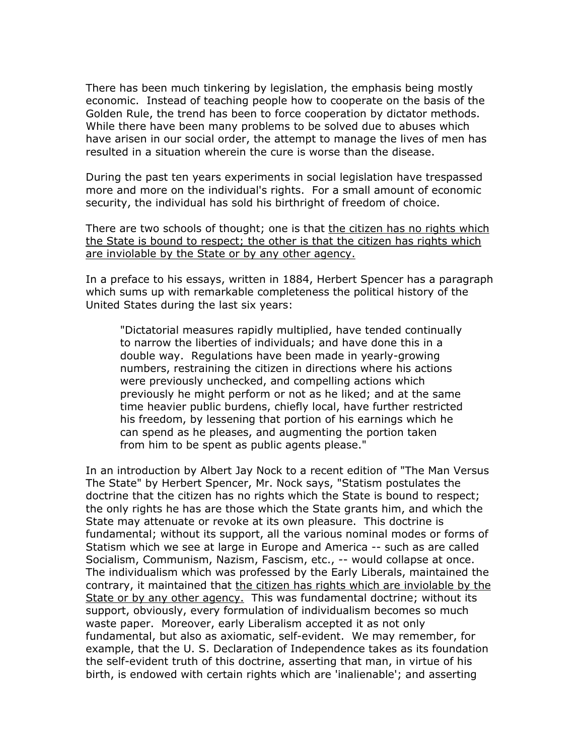There has been much tinkering by legislation, the emphasis being mostly economic. Instead of teaching people how to cooperate on the basis of the Golden Rule, the trend has been to force cooperation by dictator methods. While there have been many problems to be solved due to abuses which have arisen in our social order, the attempt to manage the lives of men has resulted in a situation wherein the cure is worse than the disease.

During the past ten years experiments in social legislation have trespassed more and more on the individual's rights. For a small amount of economic security, the individual has sold his birthright of freedom of choice.

There are two schools of thought; one is that <u>the citizen has no rights which the State is bound to respect; the other is that the citizen has rights which are inviolable by the State or by any other agency.</u>

In a preface to his essays, written in 1884, Herbert Spencer has a paragraph which sums up with remarkable completeness the political history of the United States during the last six years:

> "Dictatorial measures rapidly multiplied, have tended continually to narrow the liberties of individuals; and have done this in a double way. Regulations have been made in yearly-growing numbers, restraining the citizen in directions where his actions were previously unchecked, and compelling actions which previously he might perform or not as he liked; and at the same time heavier public burdens, chiefly local, have further restricted his freedom, by lessening that portion of his earnings which he can spend as he pleases, and augmenting the portion taken from him to be spent as public agents please."

In an introduction by Albert Jay Nock to a recent edition of "The Man Versus The State" by Herbert Spencer, Mr. Nock says, "Statism postulates the doctrine that the citizen has no rights which the State is bound to respect; the only rights he has are those which the State grants him, and which the State may attenuate or revoke at its own pleasure. This doctrine is fundamental; without its support, all the various nominal modes or forms of Statism which we see at large in Europe and America -- such as are called Socialism, Communism, Nazism, Fascism, etc., -- would collapse at once. The individualism which was professed by the Early Liberals, maintained the contrary, it maintained that <u>the citizen has rights which are inviolable by the State or by any other agency.</u> This was fundamental doctrine; without its support, obviously, every formulation of individualism becomes so much waste paper. Moreover, early Liberalism accepted it as not only fundamental, but also as axiomatic, self-evident. We may remember, for example, that the U. S. Declaration of Independence takes as its foundation the self-evident truth of this doctrine, asserting that man, in virtue of his birth, is endowed with certain rights which are 'inalienable'; and asserting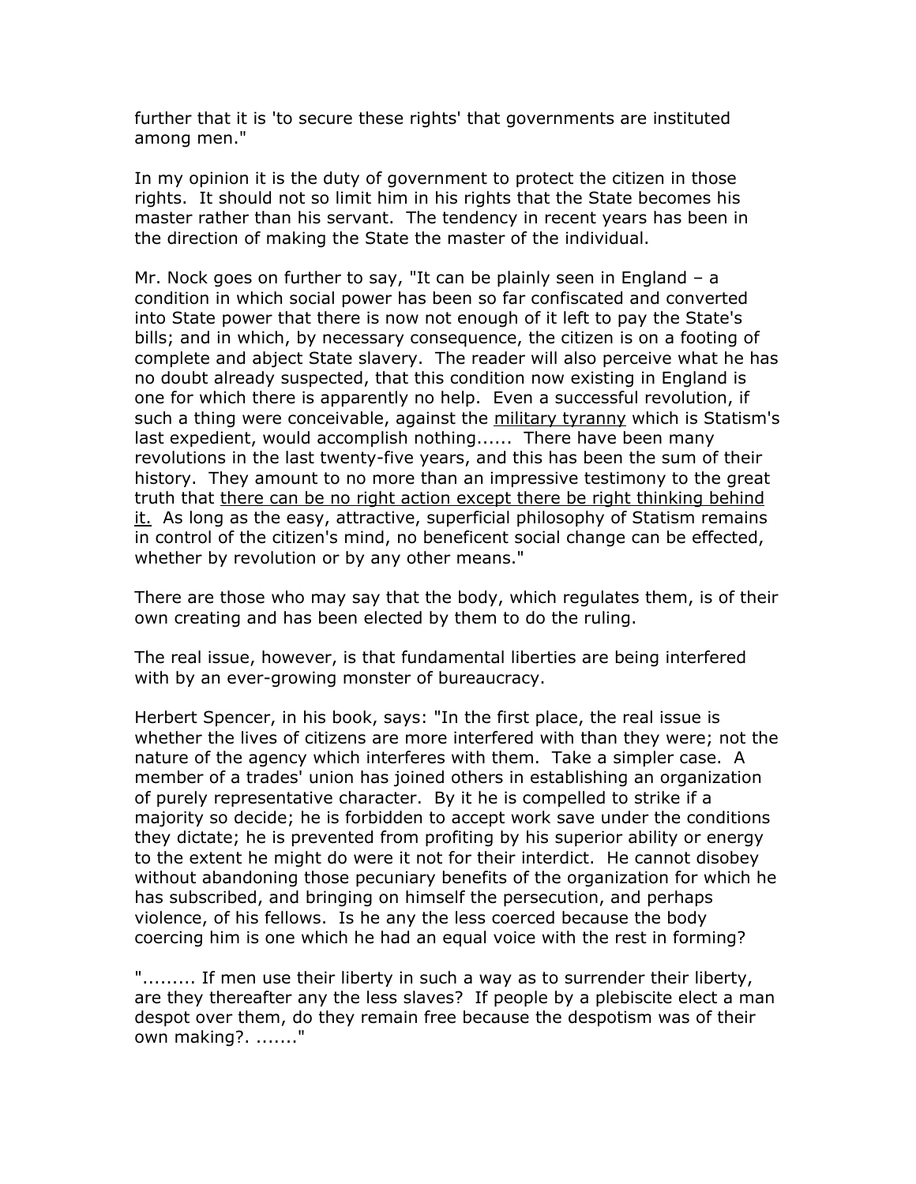further that it is 'to secure these rights' that governments are instituted among men."

In my opinion it is the duty of government to protect the citizen in those rights. It should not so limit him in his rights that the State becomes his master rather than his servant. The tendency in recent years has been in the direction of making the State the master of the individual.

Mr. Nock goes on further to say, "It can be plainly seen in England – a condition in which social power has been so far confiscated and converted into State power that there is now not enough of it left to pay the State's bills; and in which, by necessary consequence, the citizen is on a footing of complete and abject State slavery. The reader will also perceive what he has no doubt already suspected, that this condition now existing in England is one for which there is apparently no help. Even a successful revolution, if such a thing were conceivable, against the <u>military tyranny</u> which is Statism's last expedient, would accomplish nothing...... There have been many revolutions in the last twenty-five years, and this has been the sum of their history. They amount to no more than an impressive testimony to the great truth that <u>there can be no right action except there be right thinking behind it.</u> As long as the easy, attractive, superficial philosophy of Statism remains in control of the citizen's mind, no beneficent social change can be effected, whether by revolution or by any other means."

There are those who may say that the body, which regulates them, is of their own creating and has been elected by them to do the ruling.

The real issue, however, is that fundamental liberties are being interfered with by an ever-growing monster of bureaucracy.

Herbert Spencer, in his book, says: "In the first place, the real issue is whether the lives of citizens are more interfered with than they were; not the nature of the agency which interferes with them. Take a simpler case. A member of a trades' union has joined others in establishing an organization of purely representative character. By it he is compelled to strike if a majority so decide; he is forbidden to accept work save under the conditions they dictate; he is prevented from profiting by his superior ability or energy to the extent he might do were it not for their interdict. He cannot disobey without abandoning those pecuniary benefits of the organization for which he has subscribed, and bringing on himself the persecution, and perhaps violence, of his fellows. Is he any the less coerced because the body coercing him is one which he had an equal voice with the rest in forming?

"......... If men use their liberty in such a way as to surrender their liberty, are they thereafter any the less slaves? If people by a plebiscite elect a man despot over them, do they remain free because the despotism was of their own making?. ......."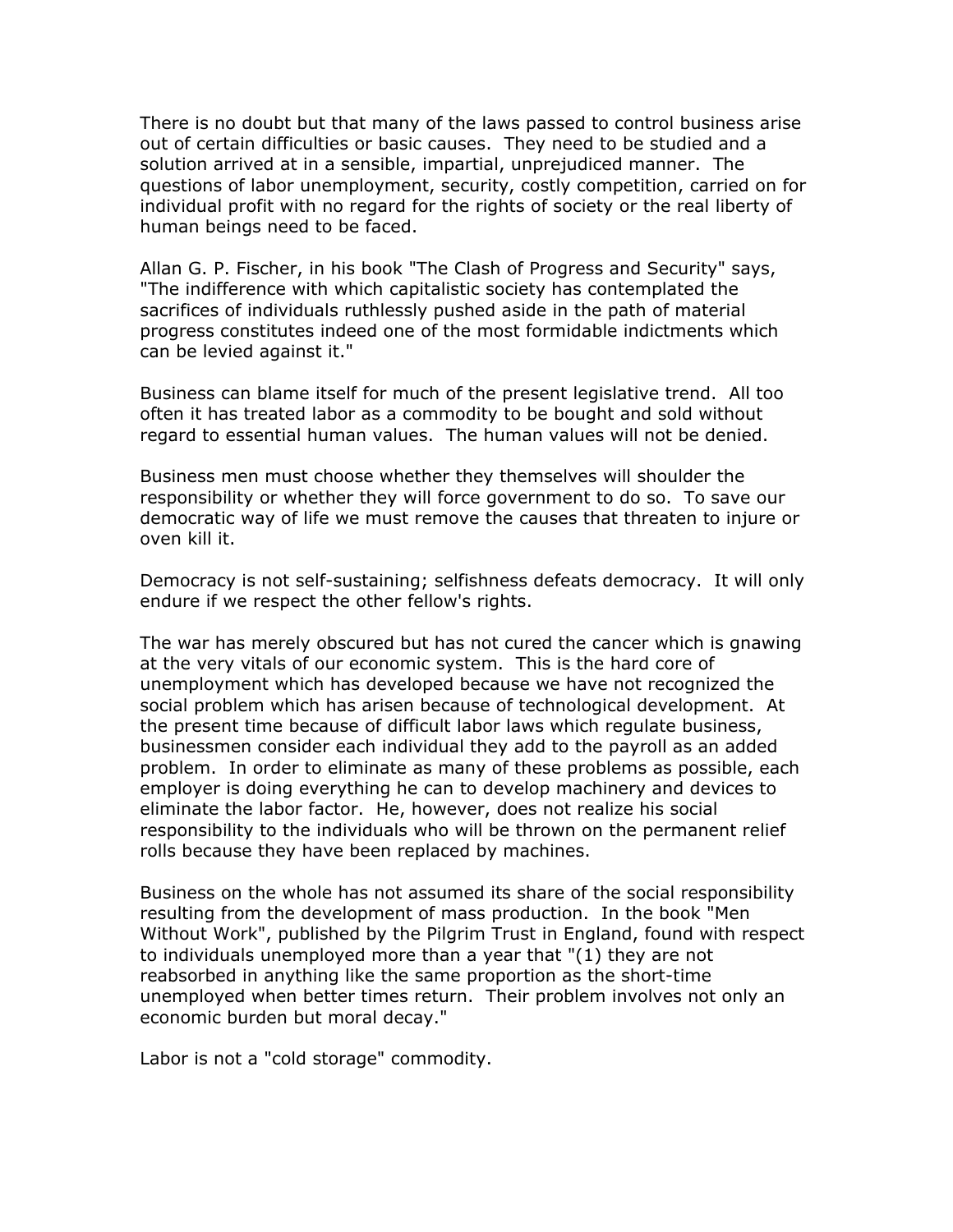There is no doubt but that many of the laws passed to control business arise out of certain difficulties or basic causes. They need to be studied and a solution arrived at in a sensible, impartial, unprejudiced manner. The questions of labor unemployment, security, costly competition, carried on for individual profit with no regard for the rights of society or the real liberty of human beings need to be faced.

Allan G. P. Fischer, in his book "The Clash of Progress and Security" says, "The indifference with which capitalistic society has contemplated the sacrifices of individuals ruthlessly pushed aside in the path of material progress constitutes indeed one of the most formidable indictments which can be levied against it."

Business can blame itself for much of the present legislative trend. All too often it has treated labor as a commodity to be bought and sold without regard to essential human values. The human values will not be denied.

Business men must choose whether they themselves will shoulder the responsibility or whether they will force government to do so. To save our democratic way of life we must remove the causes that threaten to injure or oven kill it.

Democracy is not self-sustaining; selfishness defeats democracy. It will only endure if we respect the other fellow's rights.

The war has merely obscured but has not cured the cancer which is gnawing at the very vitals of our economic system. This is the hard core of unemployment which has developed because we have not recognized the social problem which has arisen because of technological development. At the present time because of difficult labor laws which regulate business, businessmen consider each individual they add to the payroll as an added problem. In order to eliminate as many of these problems as possible, each employer is doing everything he can to develop machinery and devices to eliminate the labor factor. He, however, does not realize his social responsibility to the individuals who will be thrown on the permanent relief rolls because they have been replaced by machines.

Business on the whole has not assumed its share of the social responsibility resulting from the development of mass production. In the book "Men Without Work", published by the Pilgrim Trust in England, found with respect to individuals unemployed more than a year that "(1) they are not reabsorbed in anything like the same proportion as the short-time unemployed when better times return. Their problem involves not only an economic burden but moral decay."

Labor is not a "cold storage" commodity.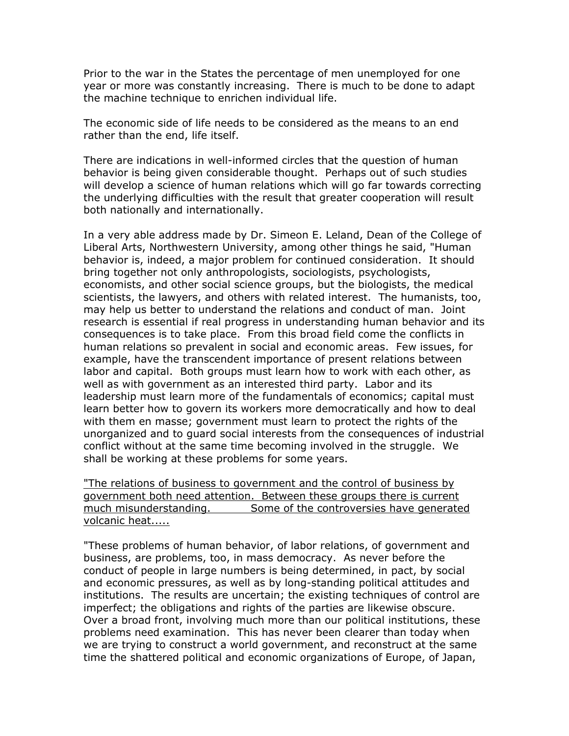Prior to the war in the States the percentage of men unemployed for one year or more was constantly increasing. There is much to be done to adapt the machine technique to enrichen individual life.

The economic side of life needs to be considered as the means to an end rather than the end, life itself.

There are indications in well-informed circles that the question of human behavior is being given considerable thought. Perhaps out of such studies will develop a science of human relations which will go far towards correcting the underlying difficulties with the result that greater cooperation will result both nationally and internationally.

In a very able address made by Dr. Simeon E. Leland, Dean of the College of Liberal Arts, Northwestern University, among other things he said, "Human behavior is, indeed, a major problem for continued consideration. It should bring together not only anthropologists, sociologists, psychologists, economists, and other social science groups, but the biologists, the medical scientists, the lawyers, and others with related interest. The humanists, too, may help us better to understand the relations and conduct of man. Joint research is essential if real progress in understanding human behavior and its consequences is to take place. From this broad field come the conflicts in human relations so prevalent in social and economic areas. Few issues, for example, have the transcendent importance of present relations between labor and capital. Both groups must learn how to work with each other, as well as with government as an interested third party. Labor and its leadership must learn more of the fundamentals of economics; capital must learn better how to govern its workers more democratically and how to deal with them en masse; government must learn to protect the rights of the unorganized and to guard social interests from the consequences of industrial conflict without at the same time becoming involved in the struggle. We shall be working at these problems for some years.

<u>"The relations of business to government and the control of business by government both need attention. Between these groups there is current much misunderstanding. Some of the controversies have generated volcanic heat.....</u>

"These problems of human behavior, of labor relations, of government and business, are problems, too, in mass democracy. As never before the conduct of people in large numbers is being determined, in pact, by social and economic pressures, as well as by long-standing political attitudes and institutions. The results are uncertain; the existing techniques of control are imperfect; the obligations and rights of the parties are likewise obscure. Over a broad front, involving much more than our political institutions, these problems need examination. This has never been clearer than today when we are trying to construct a world government, and reconstruct at the same time the shattered political and economic organizations of Europe, of Japan,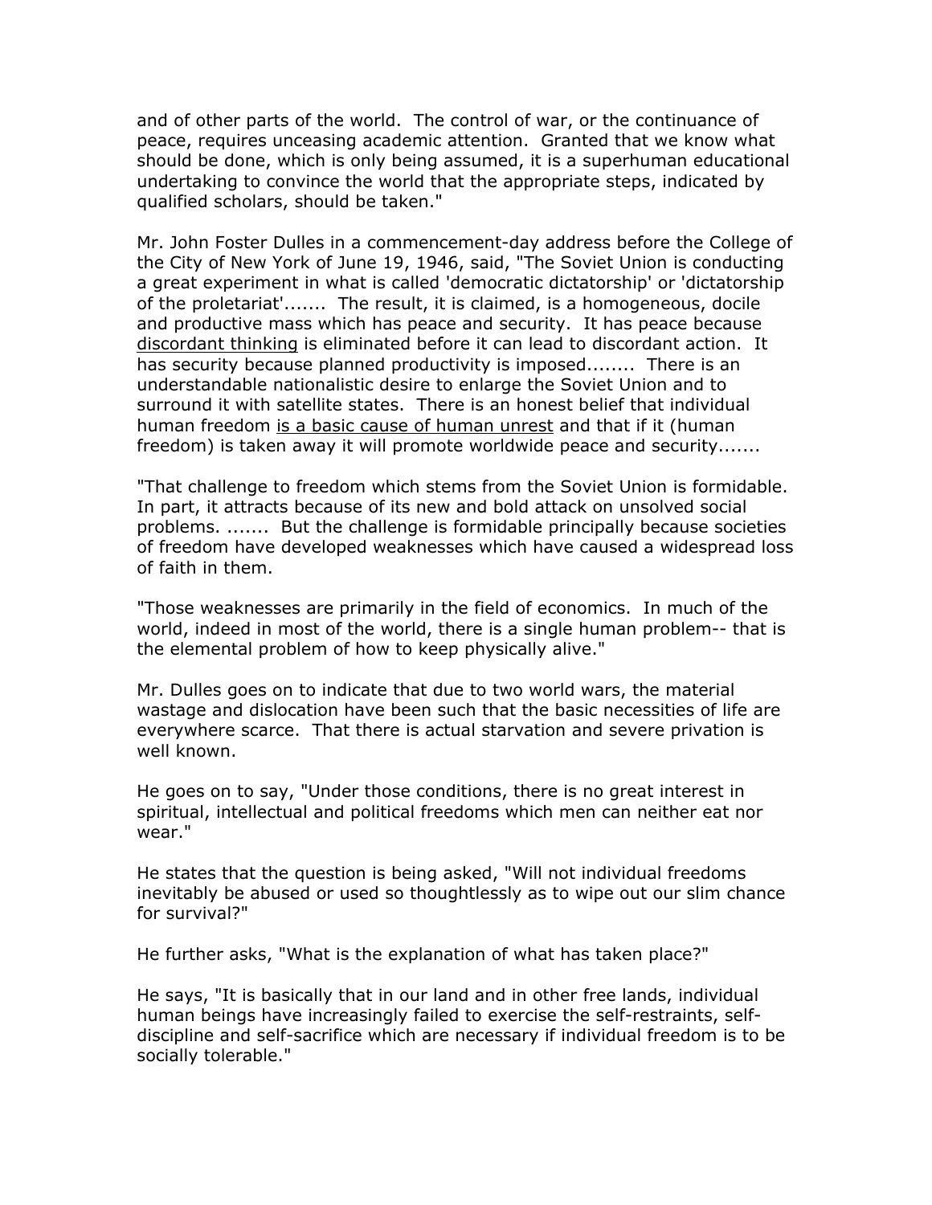and of other parts of the world. The control of war, or the continuance of peace, requires unceasing academic attention. Granted that we know what should be done, which is only being assumed, it is a superhuman educational undertaking to convince the world that the appropriate steps, indicated by qualified scholars, should be taken."

Mr. John Foster Dulles in a commencement-day address before the College of the City of New York of June 19, 1946, said, "The Soviet Union is conducting a great experiment in what is called 'democratic dictatorship' or 'dictatorship of the proletariat'....... The result, it is claimed, is a homogeneous, docile and productive mass which has peace and security. It has peace because <u>discordant thinking</u> is eliminated before it can lead to discordant action. It has security because planned productivity is imposed........ There is an understandable nationalistic desire to enlarge the Soviet Union and to surround it with satellite states. There is an honest belief that individual human freedom <u>is a basic cause of human unrest</u> and that if it (human freedom) is taken away it will promote worldwide peace and security.......

"That challenge to freedom which stems from the Soviet Union is formidable. In part, it attracts because of its new and bold attack on unsolved social problems. ....... But the challenge is formidable principally because societies of freedom have developed weaknesses which have caused a widespread loss of faith in them.

"Those weaknesses are primarily in the field of economics. In much of the world, indeed in most of the world, there is a single human problem-- that is the elemental problem of how to keep physically alive."

Mr. Dulles goes on to indicate that due to two world wars, the material wastage and dislocation have been such that the basic necessities of life are everywhere scarce. That there is actual starvation and severe privation is well known.

He goes on to say, "Under those conditions, there is no great interest in spiritual, intellectual and political freedoms which men can neither eat nor wear."

He states that the question is being asked, "Will not individual freedoms inevitably be abused or used so thoughtlessly as to wipe out our slim chance for survival?"

He further asks, "What is the explanation of what has taken place?"

He says, "It is basically that in our land and in other free lands, individual human beings have increasingly failed to exercise the self-restraints, self-discipline and self-sacrifice which are necessary if individual freedom is to be socially tolerable."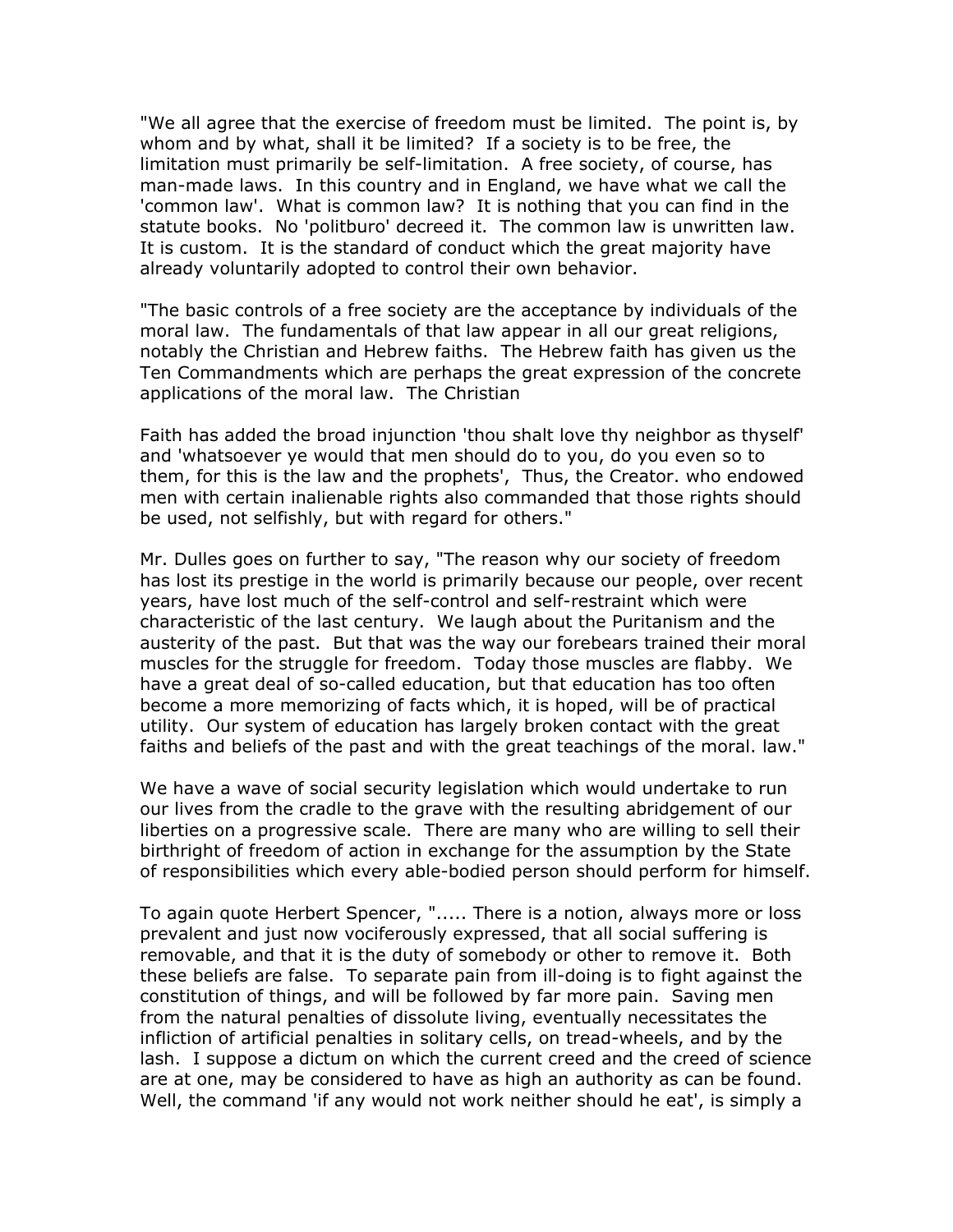"We all agree that the exercise of freedom must be limited. The point is, by whom and by what, shall it be limited? If a society is to be free, the limitation must primarily be self-limitation. A free society, of course, has man-made laws. In this country and in England, we have what we call the 'common law'. What is common law? It is nothing that you can find in the statute books. No 'politburo' decreed it. The common law is unwritten law. It is custom. It is the standard of conduct which the great majority have already voluntarily adopted to control their own behavior.

"The basic controls of a free society are the acceptance by individuals of the moral law. The fundamentals of that law appear in all our great religions, notably the Christian and Hebrew faiths. The Hebrew faith has given us the Ten Commandments which are perhaps the great expression of the concrete applications of the moral law. The Christian

Faith has added the broad injunction 'thou shalt love thy neighbor as thyself' and 'whatsoever ye would that men should do to you, do you even so to them, for this is the law and the prophets', Thus, the Creator. who endowed men with certain inalienable rights also commanded that those rights should be used, not selfishly, but with regard for others."

Mr. Dulles goes on further to say, "The reason why our society of freedom has lost its prestige in the world is primarily because our people, over recent years, have lost much of the self-control and self-restraint which were characteristic of the last century. We laugh about the Puritanism and the austerity of the past. But that was the way our forebears trained their moral muscles for the struggle for freedom. Today those muscles are flabby. We have a great deal of so-called education, but that education has too often become a more memorizing of facts which, it is hoped, will be of practical utility. Our system of education has largely broken contact with the great faiths and beliefs of the past and with the great teachings of the moral. law."

We have a wave of social security legislation which would undertake to run our lives from the cradle to the grave with the resulting abridgement of our liberties on a progressive scale. There are many who are willing to sell their birthright of freedom of action in exchange for the assumption by the State of responsibilities which every able-bodied person should perform for himself.

To again quote Herbert Spencer, "..... There is a notion, always more or loss prevalent and just now vociferously expressed, that all social suffering is removable, and that it is the duty of somebody or other to remove it. Both these beliefs are false. To separate pain from ill-doing is to fight against the constitution of things, and will be followed by far more pain. Saving men from the natural penalties of dissolute living, eventually necessitates the infliction of artificial penalties in solitary cells, on tread-wheels, and by the lash. I suppose a dictum on which the current creed and the creed of science are at one, may be considered to have as high an authority as can be found. Well, the command 'if any would not work neither should he eat', is simply a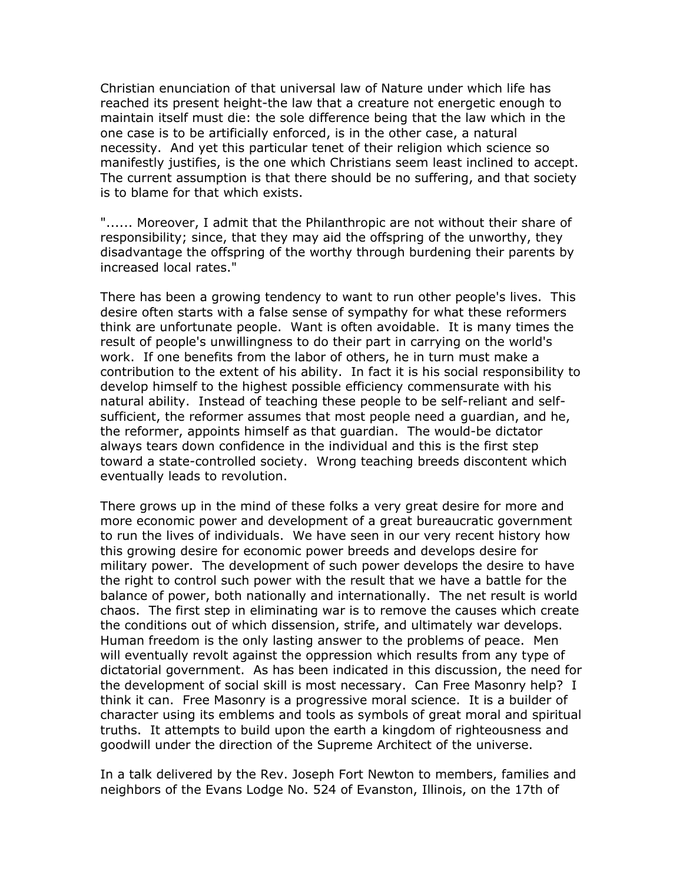Christian enunciation of that universal law of Nature under which life has reached its present height-the law that a creature not energetic enough to maintain itself must die: the sole difference being that the law which in the one case is to be artificially enforced, is in the other case, a natural necessity. And yet this particular tenet of their religion which science so manifestly justifies, is the one which Christians seem least inclined to accept. The current assumption is that there should be no suffering, and that society is to blame for that which exists.

"...... Moreover, I admit that the Philanthropic are not without their share of responsibility; since, that they may aid the offspring of the unworthy, they disadvantage the offspring of the worthy through burdening their parents by increased local rates."

There has been a growing tendency to want to run other people's lives. This desire often starts with a false sense of sympathy for what these reformers think are unfortunate people. Want is often avoidable. It is many times the result of people's unwillingness to do their part in carrying on the world's work. If one benefits from the labor of others, he in turn must make a contribution to the extent of his ability. In fact it is his social responsibility to develop himself to the highest possible efficiency commensurate with his natural ability. Instead of teaching these people to be self-reliant and self-sufficient, the reformer assumes that most people need a guardian, and he, the reformer, appoints himself as that guardian. The would-be dictator always tears down confidence in the individual and this is the first step toward a state-controlled society. Wrong teaching breeds discontent which eventually leads to revolution.

There grows up in the mind of these folks a very great desire for more and more economic power and development of a great bureaucratic government to run the lives of individuals. We have seen in our very recent history how this growing desire for economic power breeds and develops desire for military power. The development of such power develops the desire to have the right to control such power with the result that we have a battle for the balance of power, both nationally and internationally. The net result is world chaos. The first step in eliminating war is to remove the causes which create the conditions out of which dissension, strife, and ultimately war develops. Human freedom is the only lasting answer to the problems of peace. Men will eventually revolt against the oppression which results from any type of dictatorial government. As has been indicated in this discussion, the need for the development of social skill is most necessary. Can Free Masonry help? I think it can. Free Masonry is a progressive moral science. It is a builder of character using its emblems and tools as symbols of great moral and spiritual truths. It attempts to build upon the earth a kingdom of righteousness and goodwill under the direction of the Supreme Architect of the universe.

In a talk delivered by the Rev. Joseph Fort Newton to members, families and neighbors of the Evans Lodge No. 524 of Evanston, Illinois, on the 17th of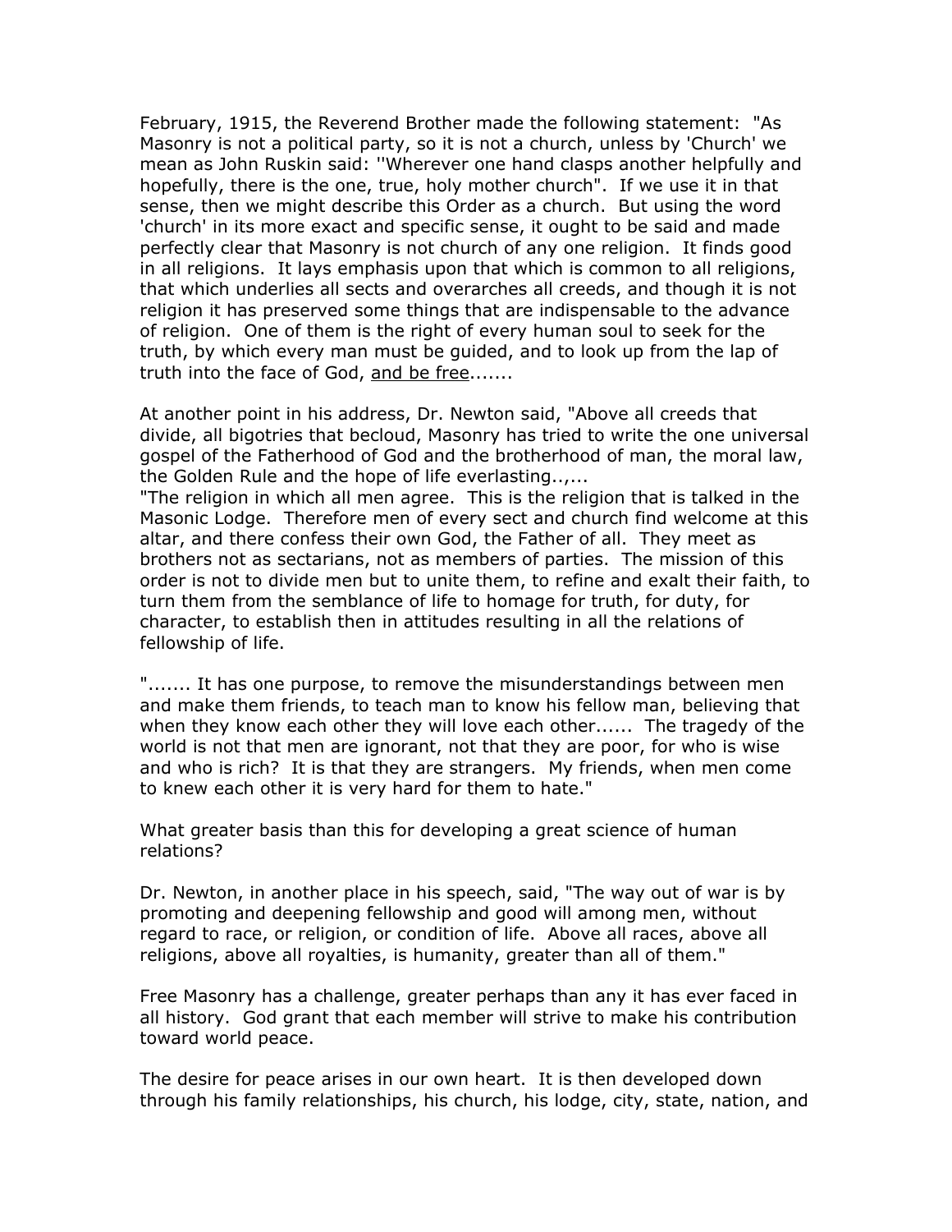February, 1915, the Reverend Brother made the following statement: "As Masonry is not a political party, so it is not a church, unless by 'Church' we mean as John Ruskin said: ''Wherever one hand clasps another helpfully and hopefully, there is the one, true, holy mother church". If we use it in that sense, then we might describe this Order as a church. But using the word 'church' in its more exact and specific sense, it ought to be said and made perfectly clear that Masonry is not church of any one religion. It finds good in all religions. It lays emphasis upon that which is common to all religions, that which underlies all sects and overarches all creeds, and though it is not religion it has preserved some things that are indispensable to the advance of religion. One of them is the right of every human soul to seek for the truth, by which every man must be guided, and to look up from the lap of truth into the face of God, <u>and be free</u>.......

At another point in his address, Dr. Newton said, "Above all creeds that divide, all bigotries that becloud, Masonry has tried to write the one universal gospel of the Fatherhood of God and the brotherhood of man, the moral law, the Golden Rule and the hope of life everlasting..,...
"The religion in which all men agree. This is the religion that is talked in the Masonic Lodge. Therefore men of every sect and church find welcome at this altar, and there confess their own God, the Father of all. They meet as brothers not as sectarians, not as members of parties. The mission of this order is not to divide men but to unite them, to refine and exalt their faith, to turn them from the semblance of life to homage for truth, for duty, for character, to establish then in attitudes resulting in all the relations of fellowship of life.

"....... It has one purpose, to remove the misunderstandings between men and make them friends, to teach man to know his fellow man, believing that when they know each other they will love each other...... The tragedy of the world is not that men are ignorant, not that they are poor, for who is wise and who is rich? It is that they are strangers. My friends, when men come to knew each other it is very hard for them to hate."

What greater basis than this for developing a great science of human relations?

Dr. Newton, in another place in his speech, said, "The way out of war is by promoting and deepening fellowship and good will among men, without regard to race, or religion, or condition of life. Above all races, above all religions, above all royalties, is humanity, greater than all of them."

Free Masonry has a challenge, greater perhaps than any it has ever faced in all history. God grant that each member will strive to make his contribution toward world peace.

The desire for peace arises in our own heart. It is then developed down through his family relationships, his church, his lodge, city, state, nation, and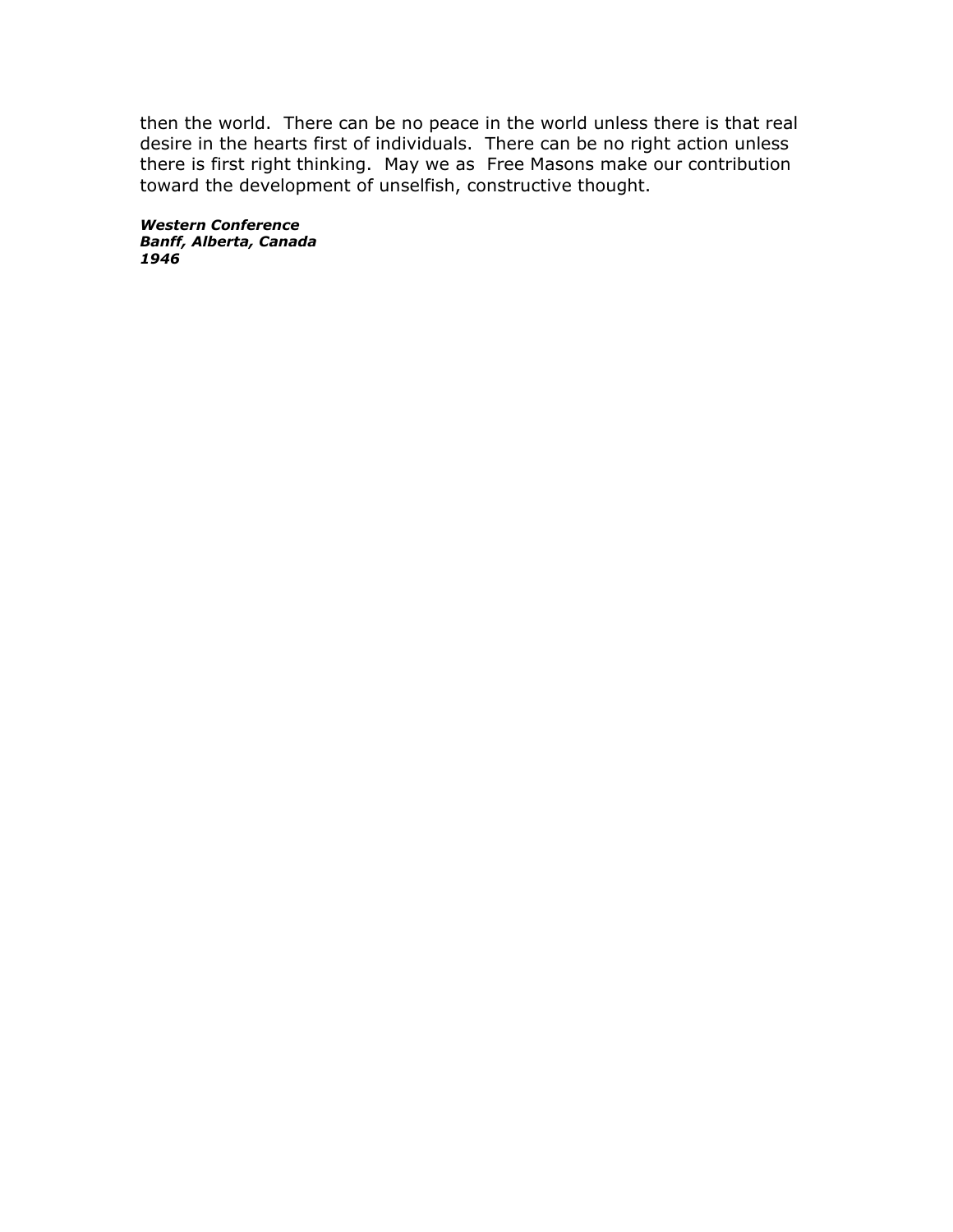then the world. There can be no peace in the world unless there is that real desire in the hearts first of individuals. There can be no right action unless there is first right thinking. May we as Free Masons make our contribution toward the development of unselfish, constructive thought.

***Western Conference***
***Banff, Alberta, Canada***
***1946***